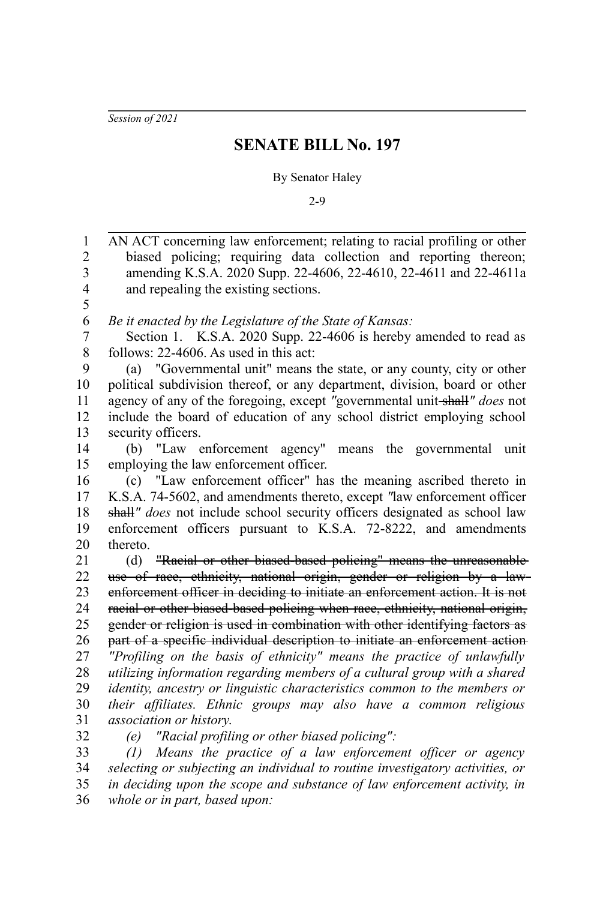*Session of 2021*

# SENATE BILL No. 197

By Senator Haley

2-9

AN ACT concerning law enforcement; relating to racial profiling or other biased policing; requiring data collection and reporting thereon; amending K.S.A. 2020 Supp. 22-4606, 22-4610, 22-4611 and 22-4611a and repealing the existing sections.

*Be it enacted by the Legislature of the State of Kansas:*

Section 1. K.S.A. 2020 Supp. 22-4606 is hereby amended to read as follows: 22-4606. As used in this act:

(a) "Governmental unit" means the state, or any county, city or other political subdivision thereof, or any department, division, board or other agency of any of the foregoing, except *"*governmental unit ~~shall~~*" does* not include the board of education of any school district employing school security officers.

(b) "Law enforcement agency" means the governmental unit employing the law enforcement officer.

(c) "Law enforcement officer" has the meaning ascribed thereto in K.S.A. 74-5602, and amendments thereto, except *"*law enforcement officer ~~shall~~*" does* not include school security officers designated as school law enforcement officers pursuant to K.S.A. 72-8222, and amendments thereto.

(d) ~~"Racial or other biased-based policing" means the unreasonable use of race, ethnicity, national origin, gender or religion by a law enforcement officer in deciding to initiate an enforcement action. It is not racial or other biased-based policing when race, ethnicity, national origin, gender or religion is used in combination with other identifying factors as part of a specific individual description to initiate an enforcement action~~ *"Profiling on the basis of ethnicity" means the practice of unlawfully utilizing information regarding members of a cultural group with a shared identity, ancestry or linguistic characteristics common to the members or their affiliates. Ethnic groups may also have a common religious association or history.*

*(e) "Racial profiling or other biased policing":*

*(1) Means the practice of a law enforcement officer or agency selecting or subjecting an individual to routine investigatory activities, or in deciding upon the scope and substance of law enforcement activity, in whole or in part, based upon:*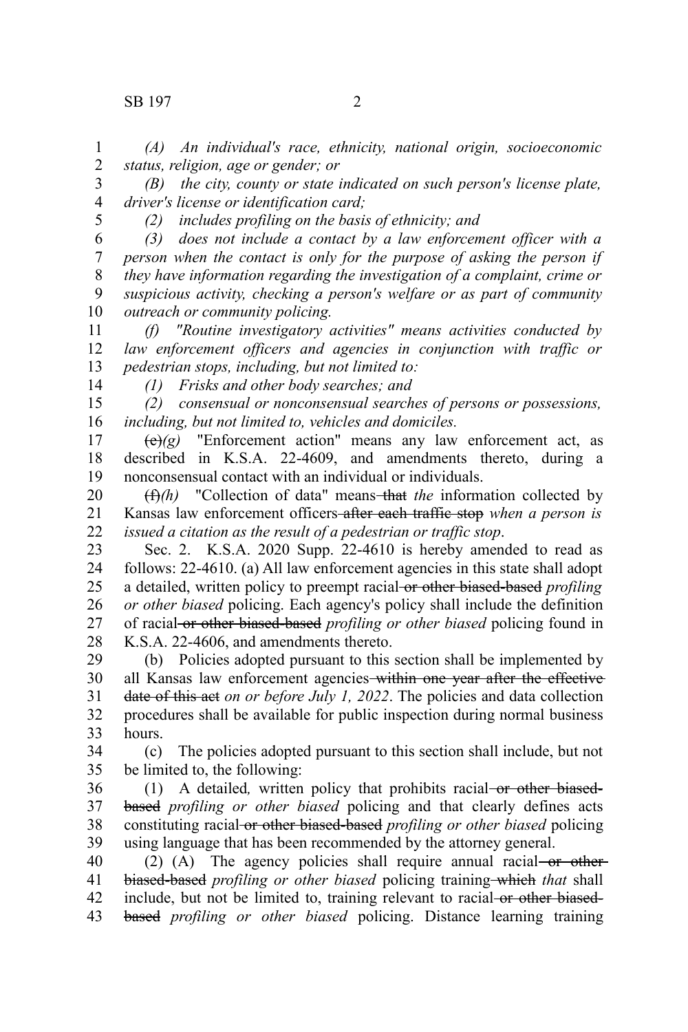*(A) An individual's race, ethnicity, national origin, socioeconomic status, religion, age or gender; or*

*(B) the city, county or state indicated on such person's license plate, driver's license or identification card;*

*(2) includes profiling on the basis of ethnicity; and*

*(3) does not include a contact by a law enforcement officer with a person when the contact is only for the purpose of asking the person if they have information regarding the investigation of a complaint, crime or suspicious activity, checking a person's welfare or as part of community outreach or community policing.*

*(f) "Routine investigatory activities" means activities conducted by law enforcement officers and agencies in conjunction with traffic or pedestrian stops, including, but not limited to:*

*(1) Frisks and other body searches; and*

*(2) consensual or nonconsensual searches of persons or possessions, including, but not limited to, vehicles and domiciles.*

~~(e)~~*(g)* "Enforcement action" means any law enforcement act, as described in K.S.A. 22-4609, and amendments thereto, during a nonconsensual contact with an individual or individuals.

~~(f)~~*(h)* "Collection of data" means ~~that~~ *the* information collected by Kansas law enforcement officers ~~after each traffic stop~~ *when a person is issued a citation as the result of a pedestrian or traffic stop*.

Sec. 2. K.S.A. 2020 Supp. 22-4610 is hereby amended to read as follows: 22-4610. (a) All law enforcement agencies in this state shall adopt a detailed, written policy to preempt racial ~~or other biased-based~~ *profiling or other biased* policing. Each agency's policy shall include the definition of racial ~~or other biased-based~~ *profiling or other biased* policing found in K.S.A. 22-4606, and amendments thereto.

(b) Policies adopted pursuant to this section shall be implemented by all Kansas law enforcement agencies ~~within one year after the effective date of this act~~ *on or before July 1, 2022*. The policies and data collection procedures shall be available for public inspection during normal business hours.

(c) The policies adopted pursuant to this section shall include, but not be limited to, the following:

(1) A detailed*,* written policy that prohibits racial ~~or other biased-based~~ *profiling or other biased* policing and that clearly defines acts constituting racial ~~or other biased-based~~ *profiling or other biased* policing using language that has been recommended by the attorney general.

(2) (A) The agency policies shall require annual racial ~~or other biased-based~~ *profiling or other biased* policing training ~~which~~ *that* shall include, but not be limited to, training relevant to racial ~~or other biased-based~~ *profiling or other biased* policing. Distance learning training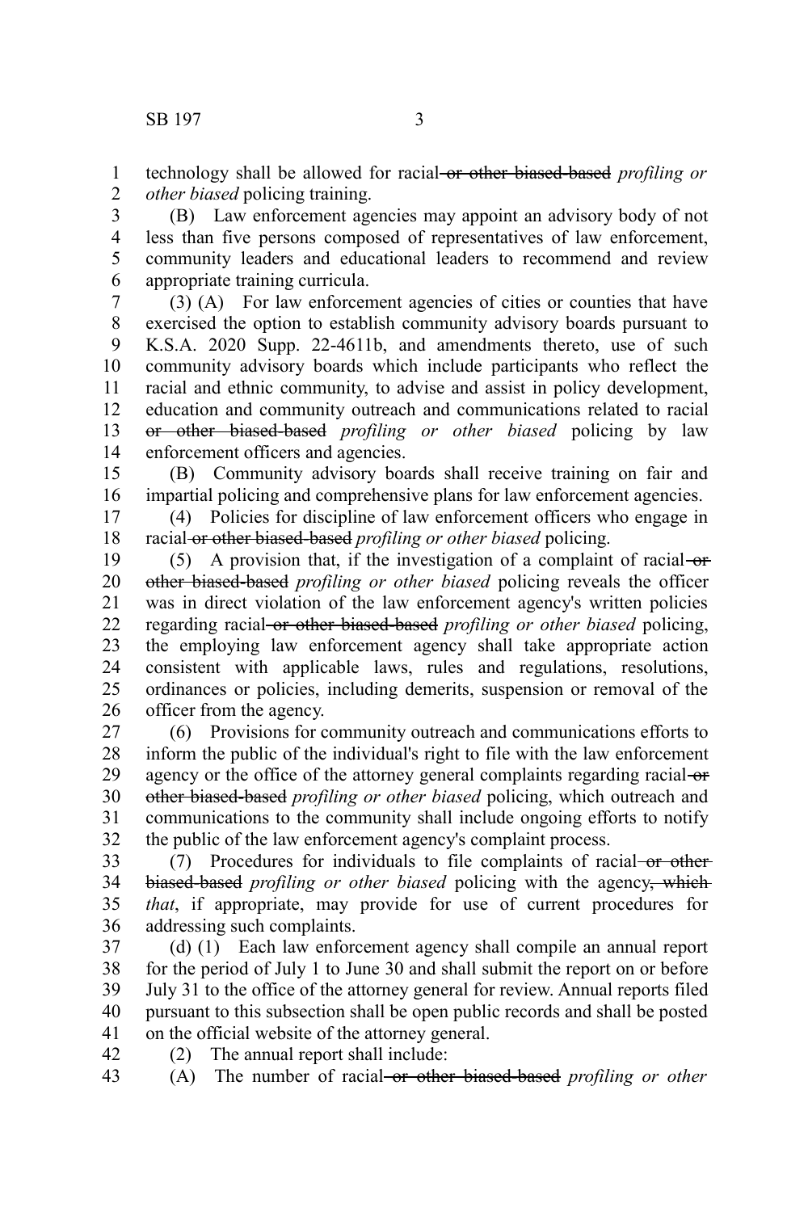technology shall be allowed for racial ~~or other biased-based~~ *profiling or other biased* policing training.

(B) Law enforcement agencies may appoint an advisory body of not less than five persons composed of representatives of law enforcement, community leaders and educational leaders to recommend and review appropriate training curricula.

(3) (A) For law enforcement agencies of cities or counties that have exercised the option to establish community advisory boards pursuant to K.S.A. 2020 Supp. 22-4611b, and amendments thereto, use of such community advisory boards which include participants who reflect the racial and ethnic community, to advise and assist in policy development, education and community outreach and communications related to racial ~~or other biased-based~~ *profiling or other biased* policing by law enforcement officers and agencies.

(B) Community advisory boards shall receive training on fair and impartial policing and comprehensive plans for law enforcement agencies.

(4) Policies for discipline of law enforcement officers who engage in racial ~~or other biased-based~~ *profiling or other biased* policing.

(5) A provision that, if the investigation of a complaint of racial ~~or other biased-based~~ *profiling or other biased* policing reveals the officer was in direct violation of the law enforcement agency's written policies regarding racial ~~or other biased-based~~ *profiling or other biased* policing, the employing law enforcement agency shall take appropriate action consistent with applicable laws, rules and regulations, resolutions, ordinances or policies, including demerits, suspension or removal of the officer from the agency.

(6) Provisions for community outreach and communications efforts to inform the public of the individual's right to file with the law enforcement agency or the office of the attorney general complaints regarding racial ~~or other biased-based~~ *profiling or other biased* policing, which outreach and communications to the community shall include ongoing efforts to notify the public of the law enforcement agency's complaint process.

(7) Procedures for individuals to file complaints of racial ~~or other biased-based~~ *profiling or other biased* policing with the agency~~, which~~ *that*, if appropriate, may provide for use of current procedures for addressing such complaints.

(d) (1) Each law enforcement agency shall compile an annual report for the period of July 1 to June 30 and shall submit the report on or before July 31 to the office of the attorney general for review. Annual reports filed pursuant to this subsection shall be open public records and shall be posted on the official website of the attorney general.

(2) The annual report shall include:

(A) The number of racial ~~or other biased-based~~ *profiling or other*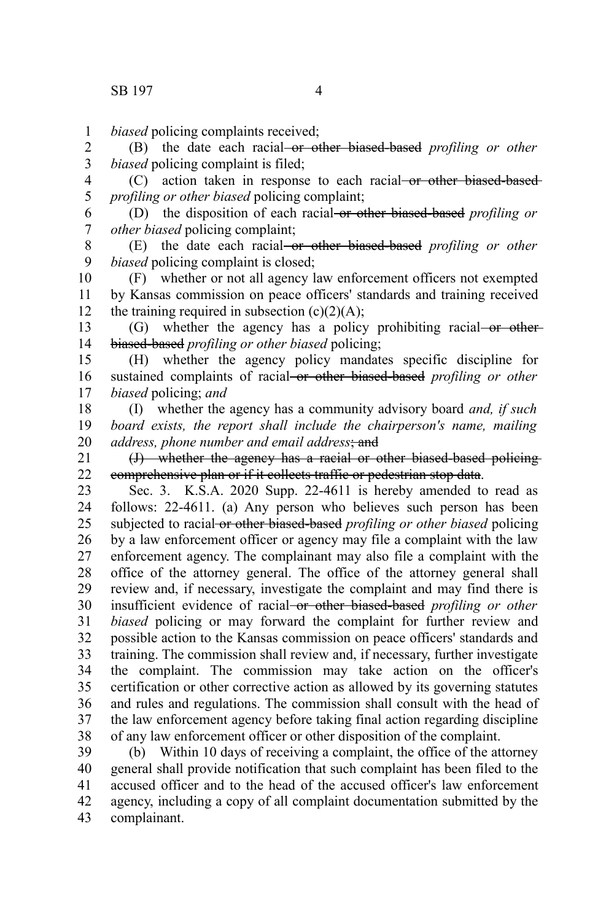*biased* policing complaints received;

(B) the date each racial ~~or other biased-based~~ *profiling or other biased* policing complaint is filed;

(C) action taken in response to each racial ~~or other biased-based~~ *profiling or other biased* policing complaint;

(D) the disposition of each racial ~~or other biased-based~~ *profiling or other biased* policing complaint;

(E) the date each racial ~~or other biased-based~~ *profiling or other biased* policing complaint is closed;

(F) whether or not all agency law enforcement officers not exempted by Kansas commission on peace officers' standards and training received the training required in subsection (c)(2)(A);

(G) whether the agency has a policy prohibiting racial ~~or other biased-based~~ *profiling or other biased* policing;

(H) whether the agency policy mandates specific discipline for sustained complaints of racial ~~or other biased-based~~ *profiling or other biased* policing; *and*

(I) whether the agency has a community advisory board *and, if such board exists, the report shall include the chairperson's name, mailing address, phone number and email address*~~; and~~

~~(J) whether the agency has a racial or other biased-based policing comprehensive plan or if it collects traffic or pedestrian stop data~~.

Sec. 3. K.S.A. 2020 Supp. 22-4611 is hereby amended to read as follows: 22-4611. (a) Any person who believes such person has been subjected to racial ~~or other biased-based~~ *profiling or other biased* policing by a law enforcement officer or agency may file a complaint with the law enforcement agency. The complainant may also file a complaint with the office of the attorney general. The office of the attorney general shall review and, if necessary, investigate the complaint and may find there is insufficient evidence of racial ~~or other biased-based~~ *profiling or other biased* policing or may forward the complaint for further review and possible action to the Kansas commission on peace officers' standards and training. The commission shall review and, if necessary, further investigate the complaint. The commission may take action on the officer's certification or other corrective action as allowed by its governing statutes and rules and regulations. The commission shall consult with the head of the law enforcement agency before taking final action regarding discipline of any law enforcement officer or other disposition of the complaint.

(b) Within 10 days of receiving a complaint, the office of the attorney general shall provide notification that such complaint has been filed to the accused officer and to the head of the accused officer's law enforcement agency, including a copy of all complaint documentation submitted by the complainant.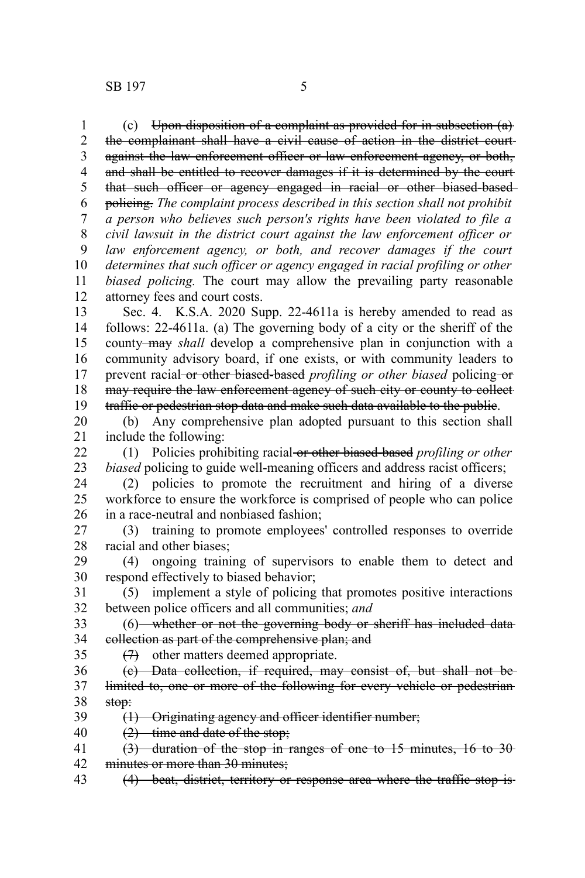(c) ~~Upon disposition of a complaint as provided for in subsection (a) the complainant shall have a civil cause of action in the district court against the law enforcement officer or law enforcement agency, or both, and shall be entitled to recover damages if it is determined by the court that such officer or agency engaged in racial or other biased-based policing.~~ *The complaint process described in this section shall not prohibit a person who believes such person's rights have been violated to file a civil lawsuit in the district court against the law enforcement officer or law enforcement agency, or both, and recover damages if the court determines that such officer or agency engaged in racial profiling or other biased policing.* The court may allow the prevailing party reasonable attorney fees and court costs.

Sec. 4. K.S.A. 2020 Supp. 22-4611a is hereby amended to read as follows: 22-4611a. (a) The governing body of a city or the sheriff of the county ~~may~~ *shall* develop a comprehensive plan in conjunction with a community advisory board, if one exists, or with community leaders to prevent racial ~~or other biased-based~~ *profiling or other biased* policing ~~or may require the law enforcement agency of such city or county to collect traffic or pedestrian stop data and make such data available to the public~~.

(b) Any comprehensive plan adopted pursuant to this section shall include the following:

(1) Policies prohibiting racial ~~or other biased-based~~ *profiling or other biased* policing to guide well-meaning officers and address racist officers;

(2) policies to promote the recruitment and hiring of a diverse workforce to ensure the workforce is comprised of people who can police in a race-neutral and nonbiased fashion;

(3) training to promote employees' controlled responses to override racial and other biases;

(4) ongoing training of supervisors to enable them to detect and respond effectively to biased behavior;

(5) implement a style of policing that promotes positive interactions between police officers and all communities; *and*

(6) ~~whether or not the governing body or sheriff has included data collection as part of the comprehensive plan; and~~

~~(7)~~ other matters deemed appropriate.

~~(c) Data collection, if required, may consist of, but shall not be limited to, one or more of the following for every vehicle or pedestrian stop:~~

~~(1) Originating agency and officer identifier number;~~

~~(2) time and date of the stop;~~

~~(3) duration of the stop in ranges of one to 15 minutes, 16 to 30 minutes or more than 30 minutes;~~

~~(4) beat, district, territory or response area where the traffic stop is~~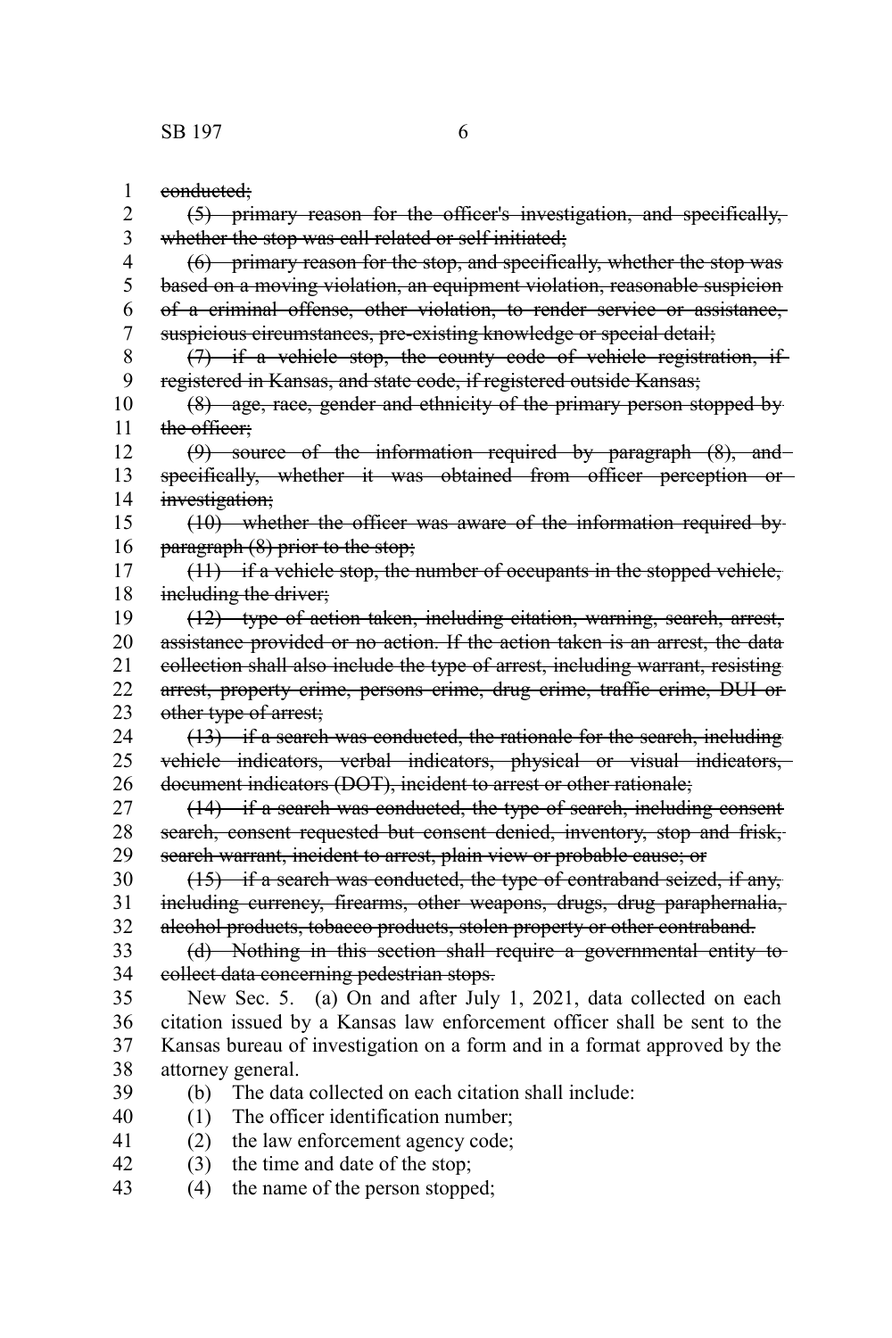~~conducted;~~

~~(5) primary reason for the officer's investigation, and specifically, whether the stop was call related or self initiated;~~

~~(6) primary reason for the stop, and specifically, whether the stop was based on a moving violation, an equipment violation, reasonable suspicion of a criminal offense, other violation, to render service or assistance, suspicious circumstances, pre-existing knowledge or special detail;~~

~~(7) if a vehicle stop, the county code of vehicle registration, if registered in Kansas, and state code, if registered outside Kansas;~~

~~(8) age, race, gender and ethnicity of the primary person stopped by the officer;~~

~~(9) source of the information required by paragraph (8), and specifically, whether it was obtained from officer perception or investigation;~~

~~(10) whether the officer was aware of the information required by paragraph (8) prior to the stop;~~

~~(11) if a vehicle stop, the number of occupants in the stopped vehicle, including the driver;~~

~~(12) type of action taken, including citation, warning, search, arrest, assistance provided or no action. If the action taken is an arrest, the data collection shall also include the type of arrest, including warrant, resisting arrest, property crime, persons crime, drug crime, traffic crime, DUI or other type of arrest;~~

~~(13) if a search was conducted, the rationale for the search, including vehicle indicators, verbal indicators, physical or visual indicators, document indicators (DOT), incident to arrest or other rationale;~~

~~(14) if a search was conducted, the type of search, including consent search, consent requested but consent denied, inventory, stop and frisk, search warrant, incident to arrest, plain view or probable cause; or~~

~~(15) if a search was conducted, the type of contraband seized, if any, including currency, firearms, other weapons, drugs, drug paraphernalia, alcohol products, tobacco products, stolen property or other contraband.~~

~~(d) Nothing in this section shall require a governmental entity to collect data concerning pedestrian stops.~~

New Sec. 5. (a) On and after July 1, 2021, data collected on each citation issued by a Kansas law enforcement officer shall be sent to the Kansas bureau of investigation on a form and in a format approved by the attorney general.

(b) The data collected on each citation shall include:

(1) The officer identification number;

(2) the law enforcement agency code;

(3) the time and date of the stop;

(4) the name of the person stopped;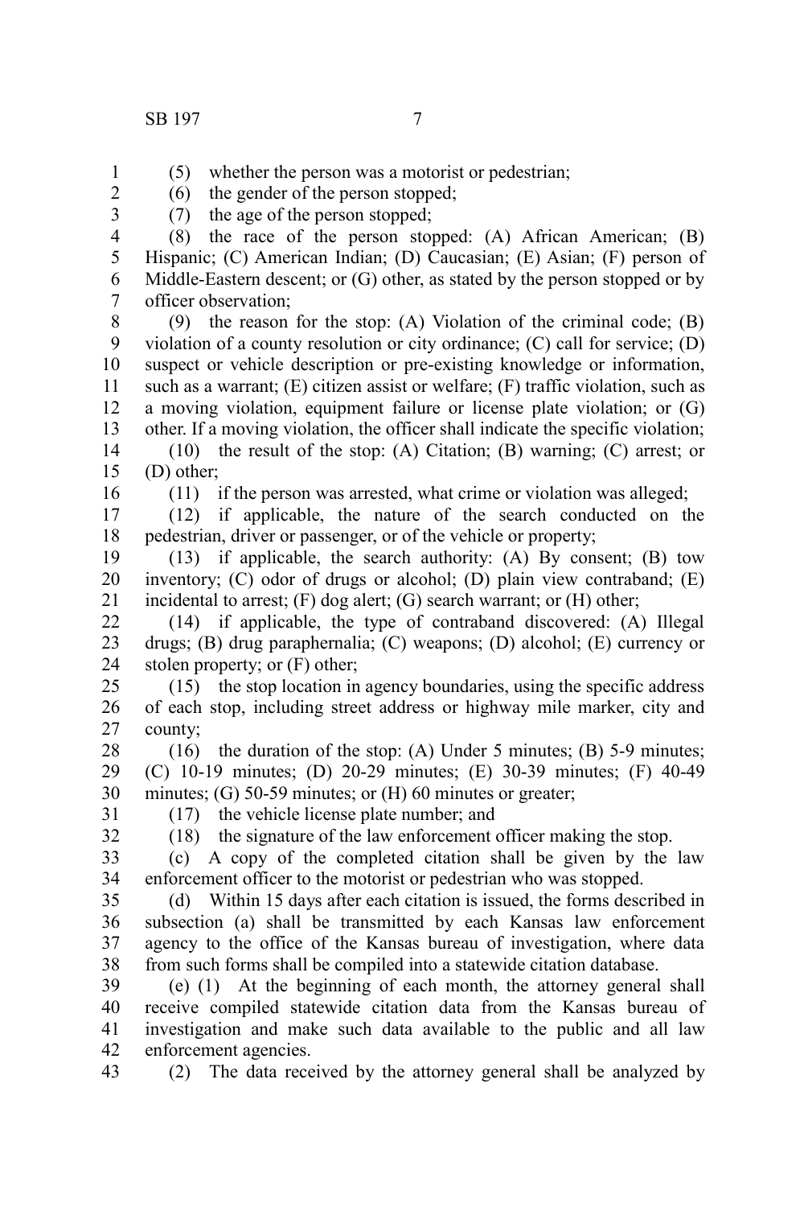(5) whether the person was a motorist or pedestrian;

(6) the gender of the person stopped;

(7) the age of the person stopped;

(8) the race of the person stopped: (A) African American; (B) Hispanic; (C) American Indian; (D) Caucasian; (E) Asian; (F) person of Middle-Eastern descent; or (G) other, as stated by the person stopped or by officer observation;

(9) the reason for the stop: (A) Violation of the criminal code; (B) violation of a county resolution or city ordinance; (C) call for service; (D) suspect or vehicle description or pre-existing knowledge or information, such as a warrant; (E) citizen assist or welfare; (F) traffic violation, such as a moving violation, equipment failure or license plate violation; or (G) other. If a moving violation, the officer shall indicate the specific violation;

(10) the result of the stop: (A) Citation; (B) warning; (C) arrest; or (D) other;

(11) if the person was arrested, what crime or violation was alleged;

(12) if applicable, the nature of the search conducted on the pedestrian, driver or passenger, or of the vehicle or property;

(13) if applicable, the search authority: (A) By consent; (B) tow inventory; (C) odor of drugs or alcohol; (D) plain view contraband; (E) incidental to arrest; (F) dog alert; (G) search warrant; or (H) other;

(14) if applicable, the type of contraband discovered: (A) Illegal drugs; (B) drug paraphernalia; (C) weapons; (D) alcohol; (E) currency or stolen property; or (F) other;

(15) the stop location in agency boundaries, using the specific address of each stop, including street address or highway mile marker, city and county;

(16) the duration of the stop: (A) Under 5 minutes; (B) 5-9 minutes; (C) 10-19 minutes; (D) 20-29 minutes; (E) 30-39 minutes; (F) 40-49 minutes; (G) 50-59 minutes; or (H) 60 minutes or greater;

(17) the vehicle license plate number; and

(18) the signature of the law enforcement officer making the stop.

(c) A copy of the completed citation shall be given by the law enforcement officer to the motorist or pedestrian who was stopped.

(d) Within 15 days after each citation is issued, the forms described in subsection (a) shall be transmitted by each Kansas law enforcement agency to the office of the Kansas bureau of investigation, where data from such forms shall be compiled into a statewide citation database.

(e) (1) At the beginning of each month, the attorney general shall receive compiled statewide citation data from the Kansas bureau of investigation and make such data available to the public and all law enforcement agencies.

(2) The data received by the attorney general shall be analyzed by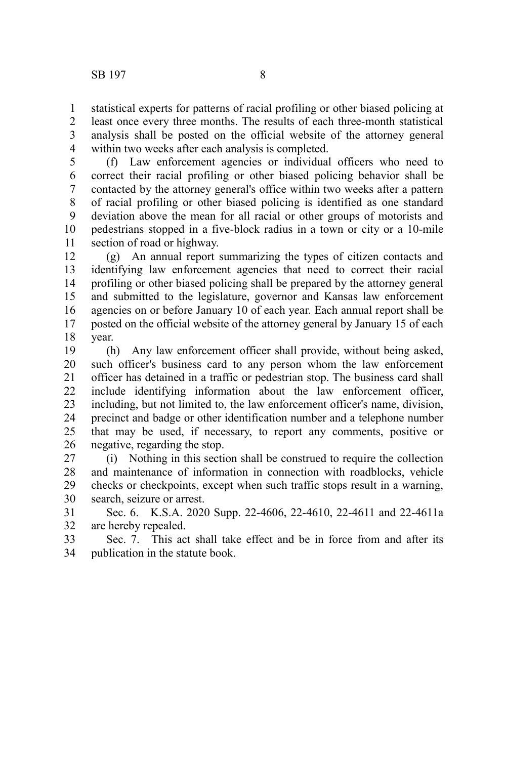statistical experts for patterns of racial profiling or other biased policing at least once every three months. The results of each three-month statistical analysis shall be posted on the official website of the attorney general within two weeks after each analysis is completed.

(f) Law enforcement agencies or individual officers who need to correct their racial profiling or other biased policing behavior shall be contacted by the attorney general's office within two weeks after a pattern of racial profiling or other biased policing is identified as one standard deviation above the mean for all racial or other groups of motorists and pedestrians stopped in a five-block radius in a town or city or a 10-mile section of road or highway.

(g) An annual report summarizing the types of citizen contacts and identifying law enforcement agencies that need to correct their racial profiling or other biased policing shall be prepared by the attorney general and submitted to the legislature, governor and Kansas law enforcement agencies on or before January 10 of each year. Each annual report shall be posted on the official website of the attorney general by January 15 of each year.

(h) Any law enforcement officer shall provide, without being asked, such officer's business card to any person whom the law enforcement officer has detained in a traffic or pedestrian stop. The business card shall include identifying information about the law enforcement officer, including, but not limited to, the law enforcement officer's name, division, precinct and badge or other identification number and a telephone number that may be used, if necessary, to report any comments, positive or negative, regarding the stop.

(i) Nothing in this section shall be construed to require the collection and maintenance of information in connection with roadblocks, vehicle checks or checkpoints, except when such traffic stops result in a warning, search, seizure or arrest.

Sec. 6. K.S.A. 2020 Supp. 22-4606, 22-4610, 22-4611 and 22-4611a are hereby repealed.

Sec. 7. This act shall take effect and be in force from and after its publication in the statute book.